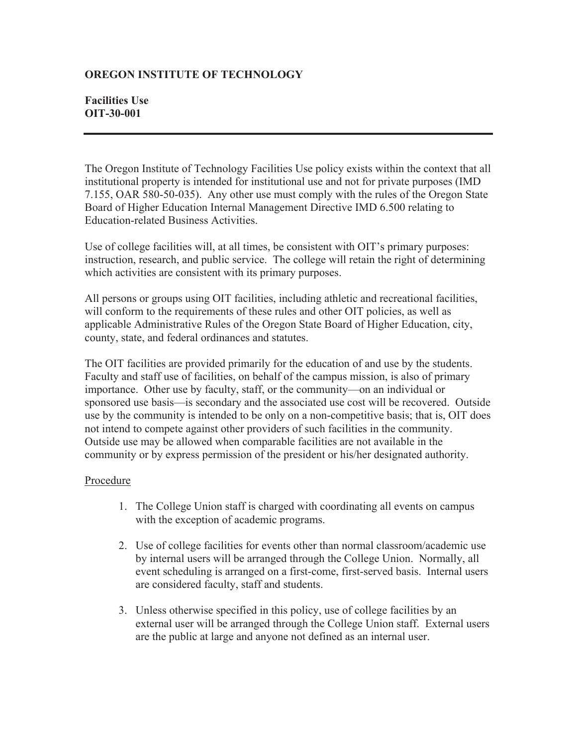**OREGON INSTITUTE OF TECHNOLOGY**

**Facilities Use**
**OIT-30-001**

---

The Oregon Institute of Technology Facilities Use policy exists within the context that all institutional property is intended for institutional use and not for private purposes (IMD 7.155, OAR 580-50-035). Any other use must comply with the rules of the Oregon State Board of Higher Education Internal Management Directive IMD 6.500 relating to Education-related Business Activities.

Use of college facilities will, at all times, be consistent with OIT's primary purposes: instruction, research, and public service. The college will retain the right of determining which activities are consistent with its primary purposes.

All persons or groups using OIT facilities, including athletic and recreational facilities, will conform to the requirements of these rules and other OIT policies, as well as applicable Administrative Rules of the Oregon State Board of Higher Education, city, county, state, and federal ordinances and statutes.

The OIT facilities are provided primarily for the education of and use by the students. Faculty and staff use of facilities, on behalf of the campus mission, is also of primary importance. Other use by faculty, staff, or the community—on an individual or sponsored use basis—is secondary and the associated use cost will be recovered. Outside use by the community is intended to be only on a non-competitive basis; that is, OIT does not intend to compete against other providers of such facilities in the community. Outside use may be allowed when comparable facilities are not available in the community or by express permission of the president or his/her designated authority.

Procedure

1. The College Union staff is charged with coordinating all events on campus with the exception of academic programs.

2. Use of college facilities for events other than normal classroom/academic use by internal users will be arranged through the College Union. Normally, all event scheduling is arranged on a first-come, first-served basis. Internal users are considered faculty, staff and students.

3. Unless otherwise specified in this policy, use of college facilities by an external user will be arranged through the College Union staff. External users are the public at large and anyone not defined as an internal user.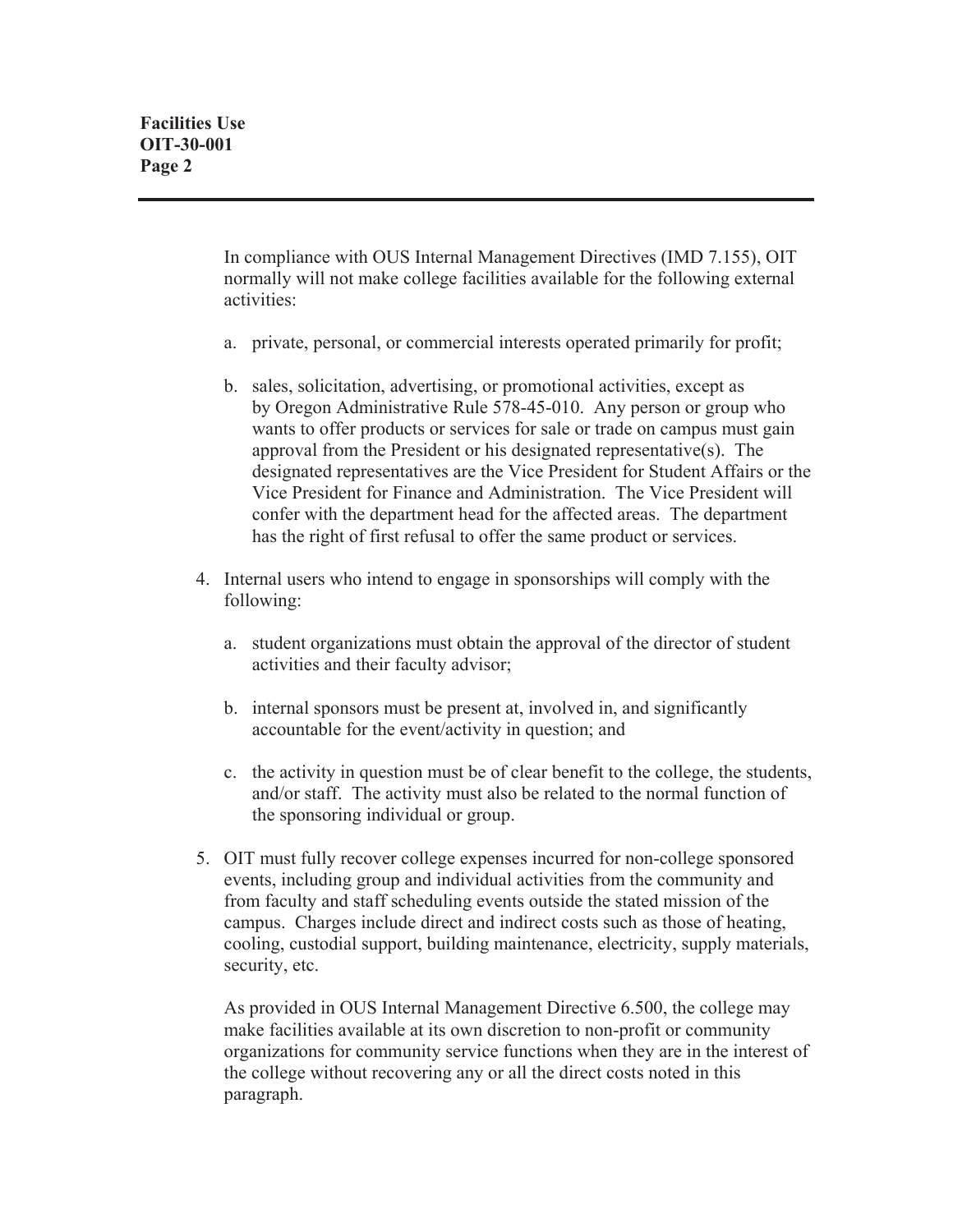In compliance with OUS Internal Management Directives (IMD 7.155), OIT normally will not make college facilities available for the following external activities:

a. private, personal, or commercial interests operated primarily for profit;

b. sales, solicitation, advertising, or promotional activities, except as by Oregon Administrative Rule 578-45-010. Any person or group who wants to offer products or services for sale or trade on campus must gain approval from the President or his designated representative(s). The designated representatives are the Vice President for Student Affairs or the Vice President for Finance and Administration. The Vice President will confer with the department head for the affected areas. The department has the right of first refusal to offer the same product or services.

4. Internal users who intend to engage in sponsorships will comply with the following:

   a. student organizations must obtain the approval of the director of student activities and their faculty advisor;

   b. internal sponsors must be present at, involved in, and significantly accountable for the event/activity in question; and

   c. the activity in question must be of clear benefit to the college, the students, and/or staff. The activity must also be related to the normal function of the sponsoring individual or group.

5. OIT must fully recover college expenses incurred for non-college sponsored events, including group and individual activities from the community and from faculty and staff scheduling events outside the stated mission of the campus. Charges include direct and indirect costs such as those of heating, cooling, custodial support, building maintenance, electricity, supply materials, security, etc.

   As provided in OUS Internal Management Directive 6.500, the college may make facilities available at its own discretion to non-profit or community organizations for community service functions when they are in the interest of the college without recovering any or all the direct costs noted in this paragraph.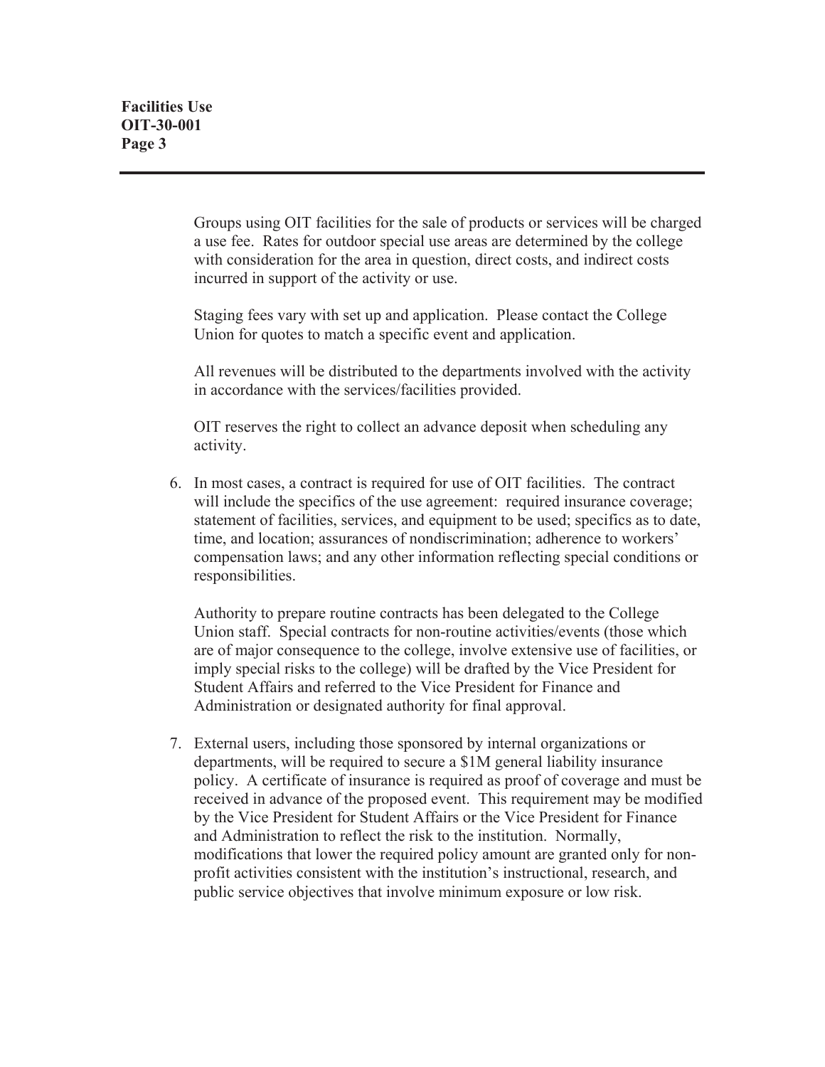Groups using OIT facilities for the sale of products or services will be charged a use fee. Rates for outdoor special use areas are determined by the college with consideration for the area in question, direct costs, and indirect costs incurred in support of the activity or use.

Staging fees vary with set up and application. Please contact the College Union for quotes to match a specific event and application.

All revenues will be distributed to the departments involved with the activity in accordance with the services/facilities provided.

OIT reserves the right to collect an advance deposit when scheduling any activity.

6. In most cases, a contract is required for use of OIT facilities. The contract will include the specifics of the use agreement: required insurance coverage; statement of facilities, services, and equipment to be used; specifics as to date, time, and location; assurances of nondiscrimination; adherence to workers' compensation laws; and any other information reflecting special conditions or responsibilities.

   Authority to prepare routine contracts has been delegated to the College Union staff. Special contracts for non-routine activities/events (those which are of major consequence to the college, involve extensive use of facilities, or imply special risks to the college) will be drafted by the Vice President for Student Affairs and referred to the Vice President for Finance and Administration or designated authority for final approval.

7. External users, including those sponsored by internal organizations or departments, will be required to secure a $1M general liability insurance policy. A certificate of insurance is required as proof of coverage and must be received in advance of the proposed event. This requirement may be modified by the Vice President for Student Affairs or the Vice President for Finance and Administration to reflect the risk to the institution. Normally, modifications that lower the required policy amount are granted only for non-profit activities consistent with the institution's instructional, research, and public service objectives that involve minimum exposure or low risk.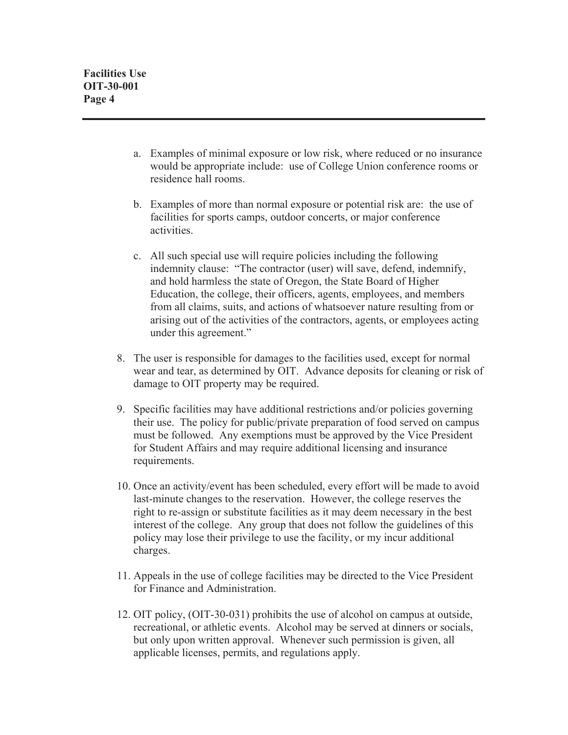a. Examples of minimal exposure or low risk, where reduced or no insurance would be appropriate include: use of College Union conference rooms or residence hall rooms.

   b. Examples of more than normal exposure or potential risk are: the use of facilities for sports camps, outdoor concerts, or major conference activities.

   c. All such special use will require policies including the following indemnity clause: "The contractor (user) will save, defend, indemnify, and hold harmless the state of Oregon, the State Board of Higher Education, the college, their officers, agents, employees, and members from all claims, suits, and actions of whatsoever nature resulting from or arising out of the activities of the contractors, agents, or employees acting under this agreement."

8. The user is responsible for damages to the facilities used, except for normal wear and tear, as determined by OIT. Advance deposits for cleaning or risk of damage to OIT property may be required.

9. Specific facilities may have additional restrictions and/or policies governing their use. The policy for public/private preparation of food served on campus must be followed. Any exemptions must be approved by the Vice President for Student Affairs and may require additional licensing and insurance requirements.

10. Once an activity/event has been scheduled, every effort will be made to avoid last-minute changes to the reservation. However, the college reserves the right to re-assign or substitute facilities as it may deem necessary in the best interest of the college. Any group that does not follow the guidelines of this policy may lose their privilege to use the facility, or my incur additional charges.

11. Appeals in the use of college facilities may be directed to the Vice President for Finance and Administration.

12. OIT policy, (OIT-30-031) prohibits the use of alcohol on campus at outside, recreational, or athletic events. Alcohol may be served at dinners or socials, but only upon written approval. Whenever such permission is given, all applicable licenses, permits, and regulations apply.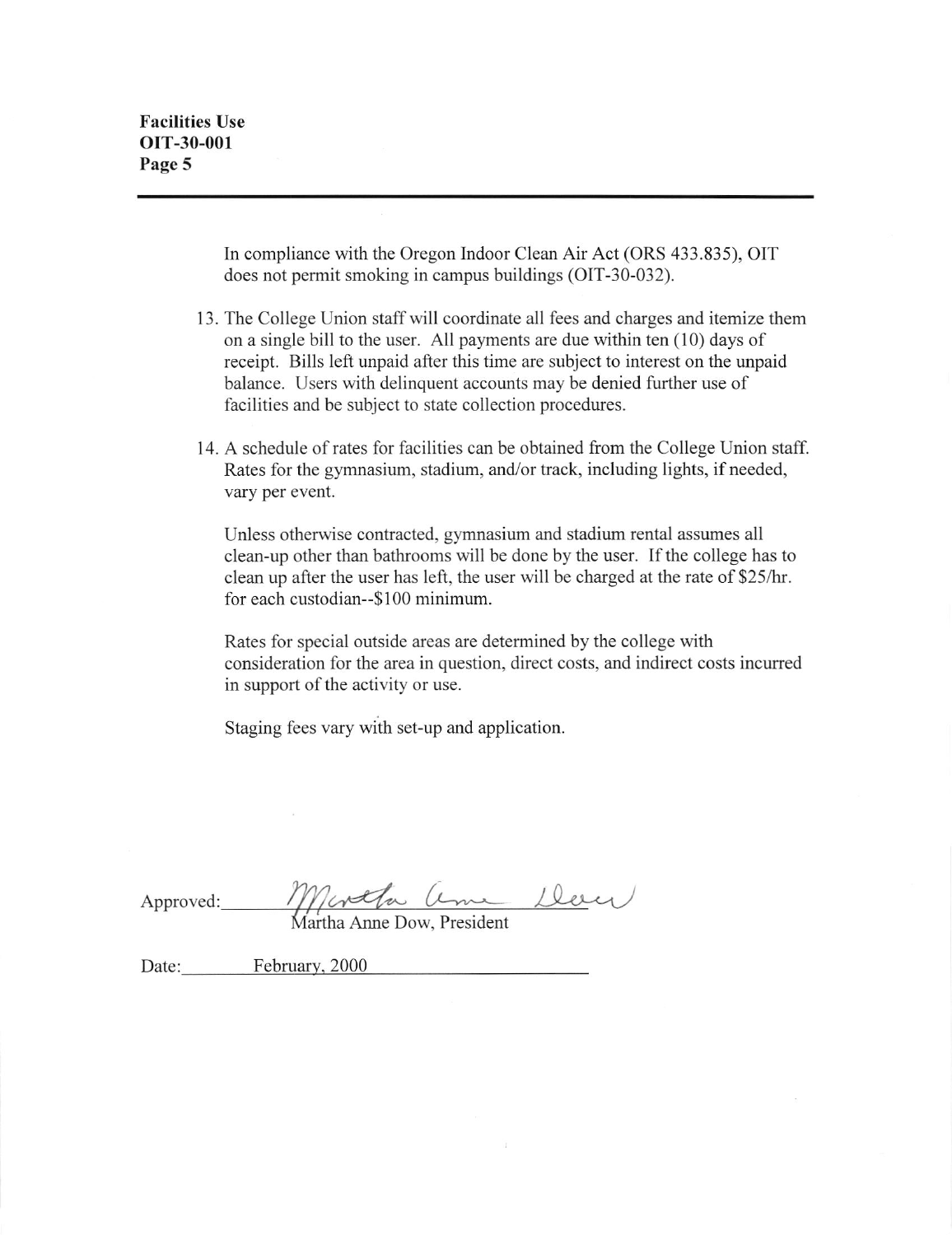In compliance with the Oregon Indoor Clean Air Act (ORS 433.835), OIT does not permit smoking in campus buildings (OIT-30-032).

13. The College Union staff will coordinate all fees and charges and itemize them on a single bill to the user. All payments are due within ten (10) days of receipt. Bills left unpaid after this time are subject to interest on the unpaid balance. Users with delinquent accounts may be denied further use of facilities and be subject to state collection procedures.

14. A schedule of rates for facilities can be obtained from the College Union staff. Rates for the gymnasium, stadium, and/or track, including lights, if needed, vary per event.

    Unless otherwise contracted, gymnasium and stadium rental assumes all clean-up other than bathrooms will be done by the user. If the college has to clean up after the user has left, the user will be charged at the rate of $25/hr. for each custodian--$100 minimum.

    Rates for special outside areas are determined by the college with consideration for the area in question, direct costs, and indirect costs incurred in support of the activity or use.

    Staging fees vary with set-up and application.

Approved: Martha Anne Dow
Martha Anne Dow, President

Date: February, 2000